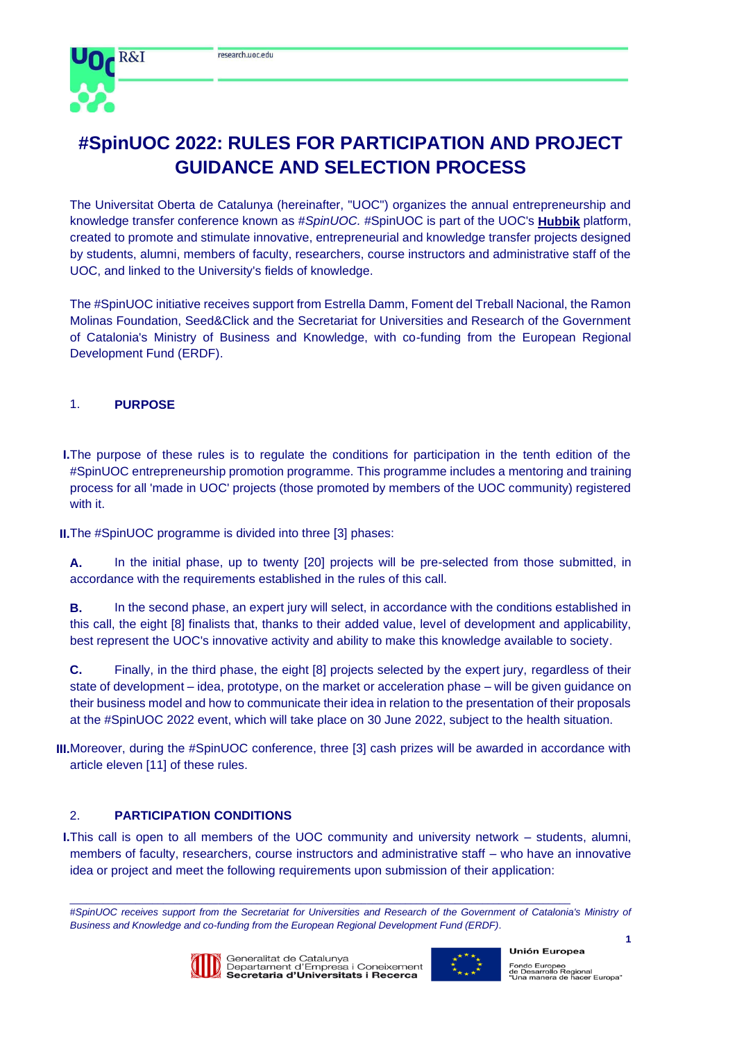# #SpinUOC 2022: RULES FOR PARTICIPATION AND PROJECT GUIDANCE AND SELECTION PROCESS

The Universitat Oberta de Catalunya (hereinafter, "UOC") organizes the annual entrepreneurship and knowledge transfer conference known as *#SpinUOC*. #SpinUOC is part of the UOC's **Hubbik** platform, created to promote and stimulate innovative, entrepreneurial and knowledge transfer projects designed by students, alumni, members of faculty, researchers, course instructors and administrative staff of the UOC, and linked to the University's fields of knowledge.

The #SpinUOC initiative receives support from Estrella Damm, Foment del Treball Nacional, the Ramon Molinas Foundation, Seed&Click and the Secretariat for Universities and Research of the Government of Catalonia's Ministry of Business and Knowledge, with co-funding from the European Regional Development Fund (ERDF).

## 1. PURPOSE

**I.** The purpose of these rules is to regulate the conditions for participation in the tenth edition of the #SpinUOC entrepreneurship promotion programme. This programme includes a mentoring and training process for all 'made in UOC' projects (those promoted by members of the UOC community) registered with it.

**II.** The #SpinUOC programme is divided into three [3] phases:

**A.** In the initial phase, up to twenty [20] projects will be pre-selected from those submitted, in accordance with the requirements established in the rules of this call.

**B.** In the second phase, an expert jury will select, in accordance with the conditions established in this call, the eight [8] finalists that, thanks to their added value, level of development and applicability, best represent the UOC's innovative activity and ability to make this knowledge available to society.

**C.** Finally, in the third phase, the eight [8] projects selected by the expert jury, regardless of their state of development – idea, prototype, on the market or acceleration phase – will be given guidance on their business model and how to communicate their idea in relation to the presentation of their proposals at the #SpinUOC 2022 event, which will take place on 30 June 2022, subject to the health situation.

**III.** Moreover, during the #SpinUOC conference, three [3] cash prizes will be awarded in accordance with article eleven [11] of these rules.

## 2. PARTICIPATION CONDITIONS

**I.** This call is open to all members of the UOC community and university network – students, alumni, members of faculty, researchers, course instructors and administrative staff – who have an innovative idea or project and meet the following requirements upon submission of their application:

---

*#SpinUOC receives support from the Secretariat for Universities and Research of the Government of Catalonia's Ministry of Business and Knowledge and co-funding from the European Regional Development Fund (ERDF).*

Generalitat de Catalunya
Departament d'Empresa i Coneixement
**Secretaria d'Universitats i Recerca**

**Unión Europea**
Fondo Europeo de Desarrollo Regional
"Una manera de hacer Europa"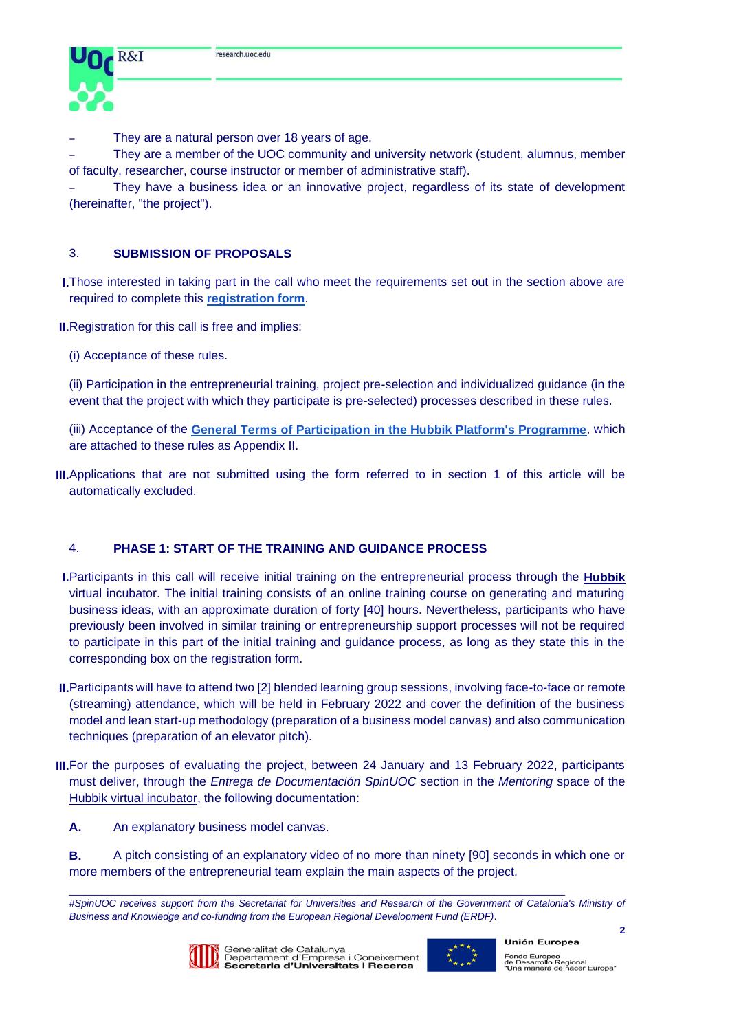- They are a natural person over 18 years of age.
- They are a member of the UOC community and university network (student, alumnus, member of faculty, researcher, course instructor or member of administrative staff).
- They have a business idea or an innovative project, regardless of its state of development (hereinafter, "the project").

## 3. SUBMISSION OF PROPOSALS

I. Those interested in taking part in the call who meet the requirements set out in the section above are required to complete this **registration form**.

II. Registration for this call is free and implies:

(i) Acceptance of these rules.

(ii) Participation in the entrepreneurial training, project pre-selection and individualized guidance (in the event that the project with which they participate is pre-selected) processes described in these rules.

(iii) Acceptance of the **General Terms of Participation in the Hubbik Platform's Programme**, which are attached to these rules as Appendix II.

III. Applications that are not submitted using the form referred to in section 1 of this article will be automatically excluded.

## 4. PHASE 1: START OF THE TRAINING AND GUIDANCE PROCESS

I. Participants in this call will receive initial training on the entrepreneurial process through the **Hubbik** virtual incubator. The initial training consists of an online training course on generating and maturing business ideas, with an approximate duration of forty [40] hours. Nevertheless, participants who have previously been involved in similar training or entrepreneurship support processes will not be required to participate in this part of the initial training and guidance process, as long as they state this in the corresponding box on the registration form.

II. Participants will have to attend two [2] blended learning group sessions, involving face-to-face or remote (streaming) attendance, which will be held in February 2022 and cover the definition of the business model and lean start-up methodology (preparation of a business model canvas) and also communication techniques (preparation of an elevator pitch).

III. For the purposes of evaluating the project, between 24 January and 13 February 2022, participants must deliver, through the *Entrega de Documentación SpinUOC* section in the *Mentoring* space of the Hubbik virtual incubator, the following documentation:

**A.** An explanatory business model canvas.

**B.** A pitch consisting of an explanatory video of no more than ninety [90] seconds in which one or more members of the entrepreneurial team explain the main aspects of the project.

---

*#SpinUOC receives support from the Secretariat for Universities and Research of the Government of Catalonia's Ministry of Business and Knowledge and co-funding from the European Regional Development Fund (ERDF).*

Generalitat de Catalunya
Departament d'Empresa i Coneixement
**Secretaria d'Universitats i Recerca**

**Unión Europea**
Fondo Europeo de Desarrollo Regional
"Una manera de hacer Europa"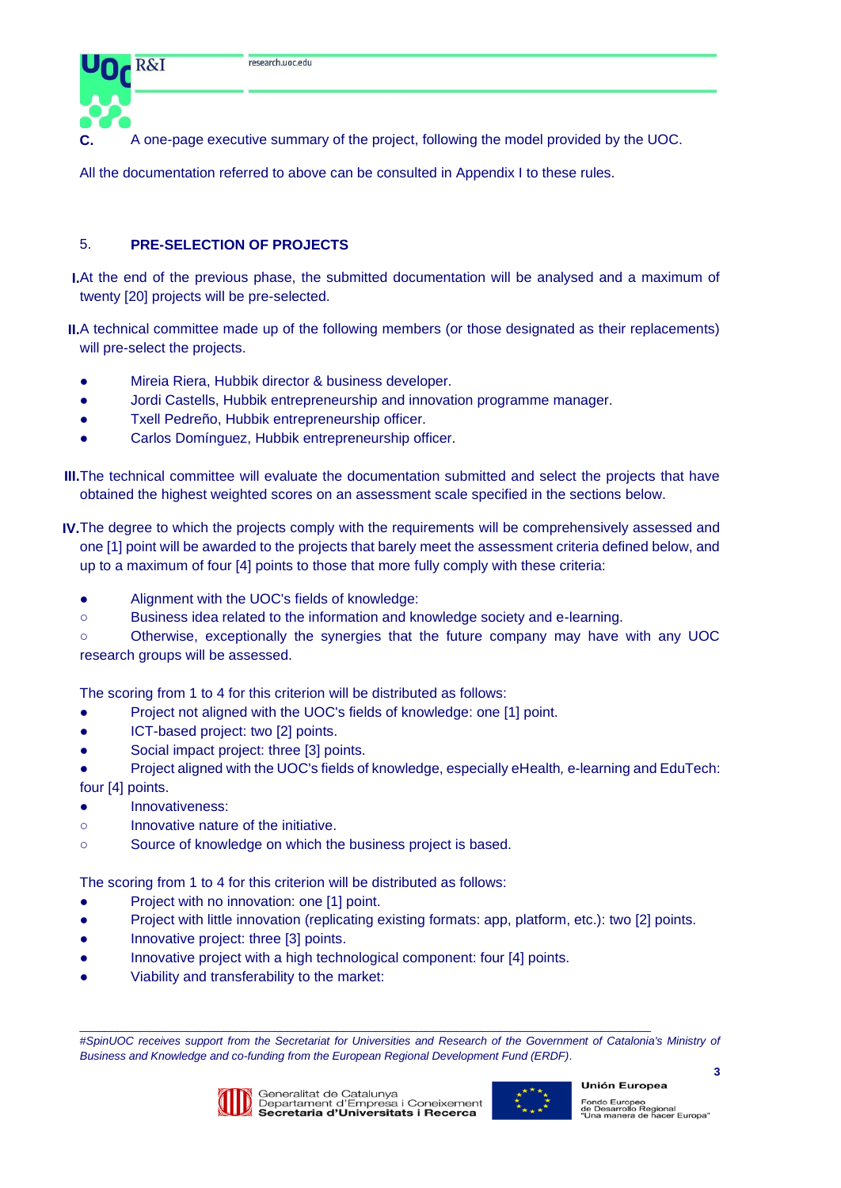C. A one-page executive summary of the project, following the model provided by the UOC.

All the documentation referred to above can be consulted in Appendix I to these rules.

## 5. PRE-SELECTION OF PROJECTS

I. At the end of the previous phase, the submitted documentation will be analysed and a maximum of twenty [20] projects will be pre-selected.

II. A technical committee made up of the following members (or those designated as their replacements) will pre-select the projects.

- Mireia Riera, Hubbik director & business developer.
- Jordi Castells, Hubbik entrepreneurship and innovation programme manager.
- Txell Pedreño, Hubbik entrepreneurship officer.
- Carlos Domínguez, Hubbik entrepreneurship officer.

III. The technical committee will evaluate the documentation submitted and select the projects that have obtained the highest weighted scores on an assessment scale specified in the sections below.

IV. The degree to which the projects comply with the requirements will be comprehensively assessed and one [1] point will be awarded to the projects that barely meet the assessment criteria defined below, and up to a maximum of four [4] points to those that more fully comply with these criteria:

- Alignment with the UOC's fields of knowledge:
  - Business idea related to the information and knowledge society and e-learning.
  - Otherwise, exceptionally the synergies that the future company may have with any UOC research groups will be assessed.

The scoring from 1 to 4 for this criterion will be distributed as follows:

- Project not aligned with the UOC's fields of knowledge: one [1] point.
- ICT-based project: two [2] points.
- Social impact project: three [3] points.
- Project aligned with the UOC's fields of knowledge, especially eHealth, e-learning and EduTech: four [4] points.
- Innovativeness:
  - Innovative nature of the initiative.
  - Source of knowledge on which the business project is based.

The scoring from 1 to 4 for this criterion will be distributed as follows:

- Project with no innovation: one [1] point.
- Project with little innovation (replicating existing formats: app, platform, etc.): two [2] points.
- Innovative project: three [3] points.
- Innovative project with a high technological component: four [4] points.
- Viability and transferability to the market:

*#SpinUOC receives support from the Secretariat for Universities and Research of the Government of Catalonia's Ministry of Business and Knowledge and co-funding from the European Regional Development Fund (ERDF).*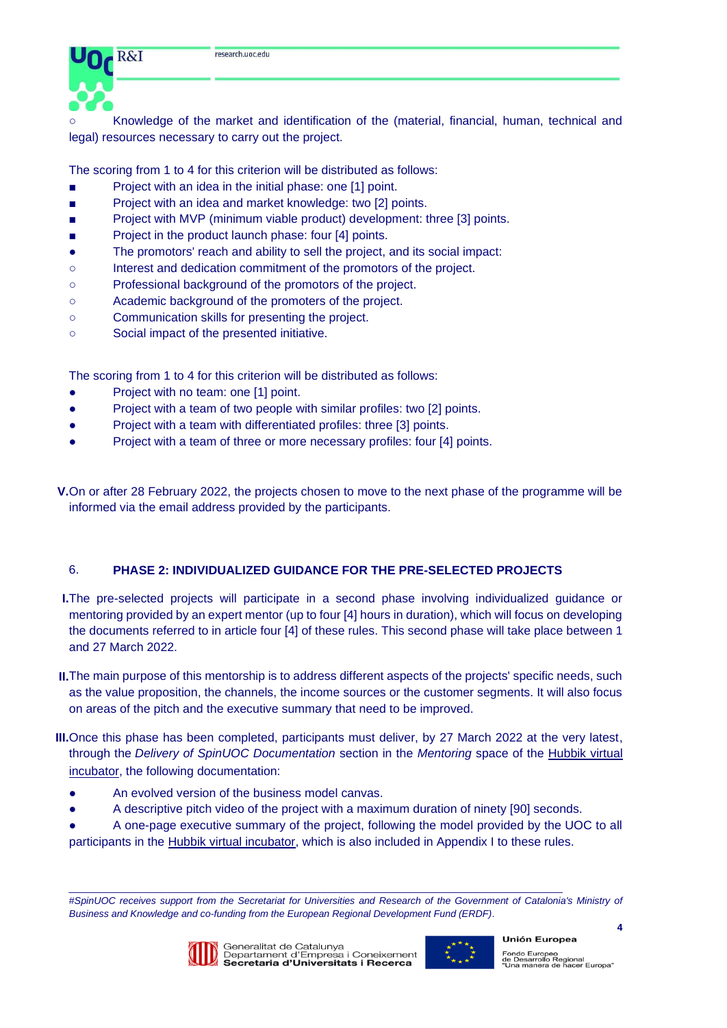- Knowledge of the market and identification of the (material, financial, human, technical and legal) resources necessary to carry out the project.

The scoring from 1 to 4 for this criterion will be distributed as follows:

- Project with an idea in the initial phase: one [1] point.
- Project with an idea and market knowledge: two [2] points.
- Project with MVP (minimum viable product) development: three [3] points.
- Project in the product launch phase: four [4] points.

- The promotors' reach and ability to sell the project, and its social impact:
  - Interest and dedication commitment of the promotors of the project.
  - Professional background of the promotors of the project.
  - Academic background of the promoters of the project.
  - Communication skills for presenting the project.
  - Social impact of the presented initiative.

The scoring from 1 to 4 for this criterion will be distributed as follows:

- Project with no team: one [1] point.
- Project with a team of two people with similar profiles: two [2] points.
- Project with a team with differentiated profiles: three [3] points.
- Project with a team of three or more necessary profiles: four [4] points.

**V.** On or after 28 February 2022, the projects chosen to move to the next phase of the programme will be informed via the email address provided by the participants.

## 6. PHASE 2: INDIVIDUALIZED GUIDANCE FOR THE PRE-SELECTED PROJECTS

**I.** The pre-selected projects will participate in a second phase involving individualized guidance or mentoring provided by an expert mentor (up to four [4] hours in duration), which will focus on developing the documents referred to in article four [4] of these rules. This second phase will take place between 1 and 27 March 2022.

**II.** The main purpose of this mentorship is to address different aspects of the projects' specific needs, such as the value proposition, the channels, the income sources or the customer segments. It will also focus on areas of the pitch and the executive summary that need to be improved.

**III.** Once this phase has been completed, participants must deliver, by 27 March 2022 at the very latest, through the *Delivery of SpinUOC Documentation* section in the *Mentoring* space of the Hubbik virtual incubator, the following documentation:

- An evolved version of the business model canvas.
- A descriptive pitch video of the project with a maximum duration of ninety [90] seconds.
- A one-page executive summary of the project, following the model provided by the UOC to all participants in the Hubbik virtual incubator, which is also included in Appendix I to these rules.

---

*#SpinUOC receives support from the Secretariat for Universities and Research of the Government of Catalonia's Ministry of Business and Knowledge and co-funding from the European Regional Development Fund (ERDF).*

Generalitat de Catalunya
Departament d'Empresa i Coneixement
**Secretaria d'Universitats i Recerca**

**Unión Europea**
Fondo Europeo de Desarrollo Regional
"Una manera de hacer Europa"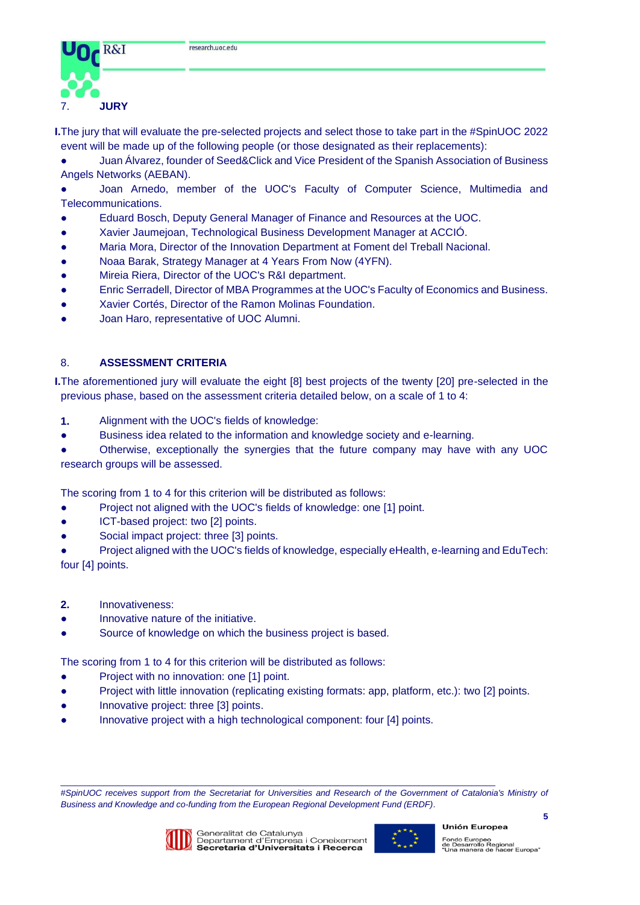## 7. JURY

I. The jury that will evaluate the pre-selected projects and select those to take part in the #SpinUOC 2022 event will be made up of the following people (or those designated as their replacements):

- Juan Álvarez, founder of Seed&Click and Vice President of the Spanish Association of Business Angels Networks (AEBAN).
- Joan Arnedo, member of the UOC's Faculty of Computer Science, Multimedia and Telecommunications.
- Eduard Bosch, Deputy General Manager of Finance and Resources at the UOC.
- Xavier Jaumejoan, Technological Business Development Manager at ACCIÓ.
- Maria Mora, Director of the Innovation Department at Foment del Treball Nacional.
- Noaa Barak, Strategy Manager at 4 Years From Now (4YFN).
- Mireia Riera, Director of the UOC's R&I department.
- Enric Serradell, Director of MBA Programmes at the UOC's Faculty of Economics and Business.
- Xavier Cortés, Director of the Ramon Molinas Foundation.
- Joan Haro, representative of UOC Alumni.

## 8. ASSESSMENT CRITERIA

I. The aforementioned jury will evaluate the eight [8] best projects of the twenty [20] pre-selected in the previous phase, based on the assessment criteria detailed below, on a scale of 1 to 4:

**1.** Alignment with the UOC's fields of knowledge:

- Business idea related to the information and knowledge society and e-learning.
- Otherwise, exceptionally the synergies that the future company may have with any UOC research groups will be assessed.

The scoring from 1 to 4 for this criterion will be distributed as follows:

- Project not aligned with the UOC's fields of knowledge: one [1] point.
- ICT-based project: two [2] points.
- Social impact project: three [3] points.
- Project aligned with the UOC's fields of knowledge, especially eHealth, e-learning and EduTech: four [4] points.

**2.** Innovativeness:

- Innovative nature of the initiative.
- Source of knowledge on which the business project is based.

The scoring from 1 to 4 for this criterion will be distributed as follows:

- Project with no innovation: one [1] point.
- Project with little innovation (replicating existing formats: app, platform, etc.): two [2] points.
- Innovative project: three [3] points.
- Innovative project with a high technological component: four [4] points.

*#SpinUOC receives support from the Secretariat for Universities and Research of the Government of Catalonia's Ministry of Business and Knowledge and co-funding from the European Regional Development Fund (ERDF).*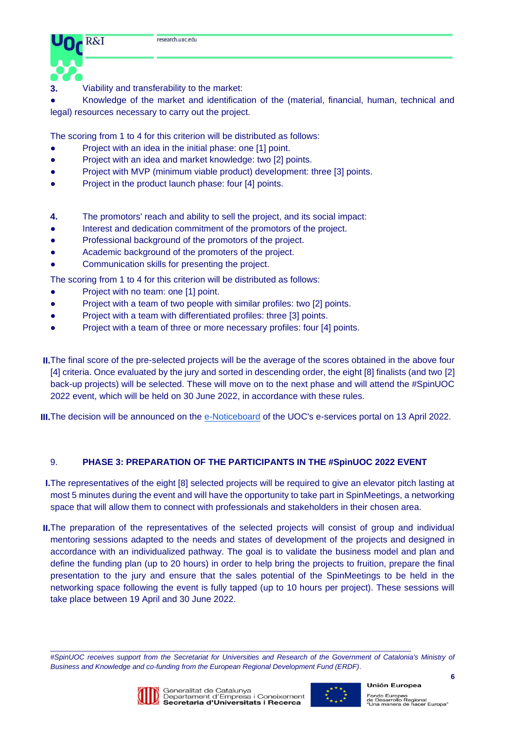**3.** Viability and transferability to the market:

- Knowledge of the market and identification of the (material, financial, human, technical and legal) resources necessary to carry out the project.

The scoring from 1 to 4 for this criterion will be distributed as follows:

- Project with an idea in the initial phase: one [1] point.
- Project with an idea and market knowledge: two [2] points.
- Project with MVP (minimum viable product) development: three [3] points.
- Project in the product launch phase: four [4] points.

**4.** The promotors' reach and ability to sell the project, and its social impact:

- Interest and dedication commitment of the promotors of the project.
- Professional background of the promotors of the project.
- Academic background of the promoters of the project.
- Communication skills for presenting the project.

The scoring from 1 to 4 for this criterion will be distributed as follows:

- Project with no team: one [1] point.
- Project with a team of two people with similar profiles: two [2] points.
- Project with a team with differentiated profiles: three [3] points.
- Project with a team of three or more necessary profiles: four [4] points.

**II.** The final score of the pre-selected projects will be the average of the scores obtained in the above four [4] criteria. Once evaluated by the jury and sorted in descending order, the eight [8] finalists (and two [2] back-up projects) will be selected. These will move on to the next phase and will attend the #SpinUOC 2022 event, which will be held on 30 June 2022, in accordance with these rules.

**III.** The decision will be announced on the e-Noticeboard of the UOC's e-services portal on 13 April 2022.

## 9. PHASE 3: PREPARATION OF THE PARTICIPANTS IN THE #SpinUOC 2022 EVENT

**I.** The representatives of the eight [8] selected projects will be required to give an elevator pitch lasting at most 5 minutes during the event and will have the opportunity to take part in SpinMeetings, a networking space that will allow them to connect with professionals and stakeholders in their chosen area.

**II.** The preparation of the representatives of the selected projects will consist of group and individual mentoring sessions adapted to the needs and states of development of the projects and designed in accordance with an individualized pathway. The goal is to validate the business model and plan and define the funding plan (up to 20 hours) in order to help bring the projects to fruition, prepare the final presentation to the jury and ensure that the sales potential of the SpinMeetings to be held in the networking space following the event is fully tapped (up to 10 hours per project). These sessions will take place between 19 April and 30 June 2022.

*#SpinUOC receives support from the Secretariat for Universities and Research of the Government of Catalonia's Ministry of Business and Knowledge and co-funding from the European Regional Development Fund (ERDF).*

Generalitat de Catalunya
Departament d'Empresa i Coneixement
**Secretaria d'Universitats i Recerca**

**Unión Europea**
Fondo Europeo de Desarrollo Regional
"Una manera de hacer Europa"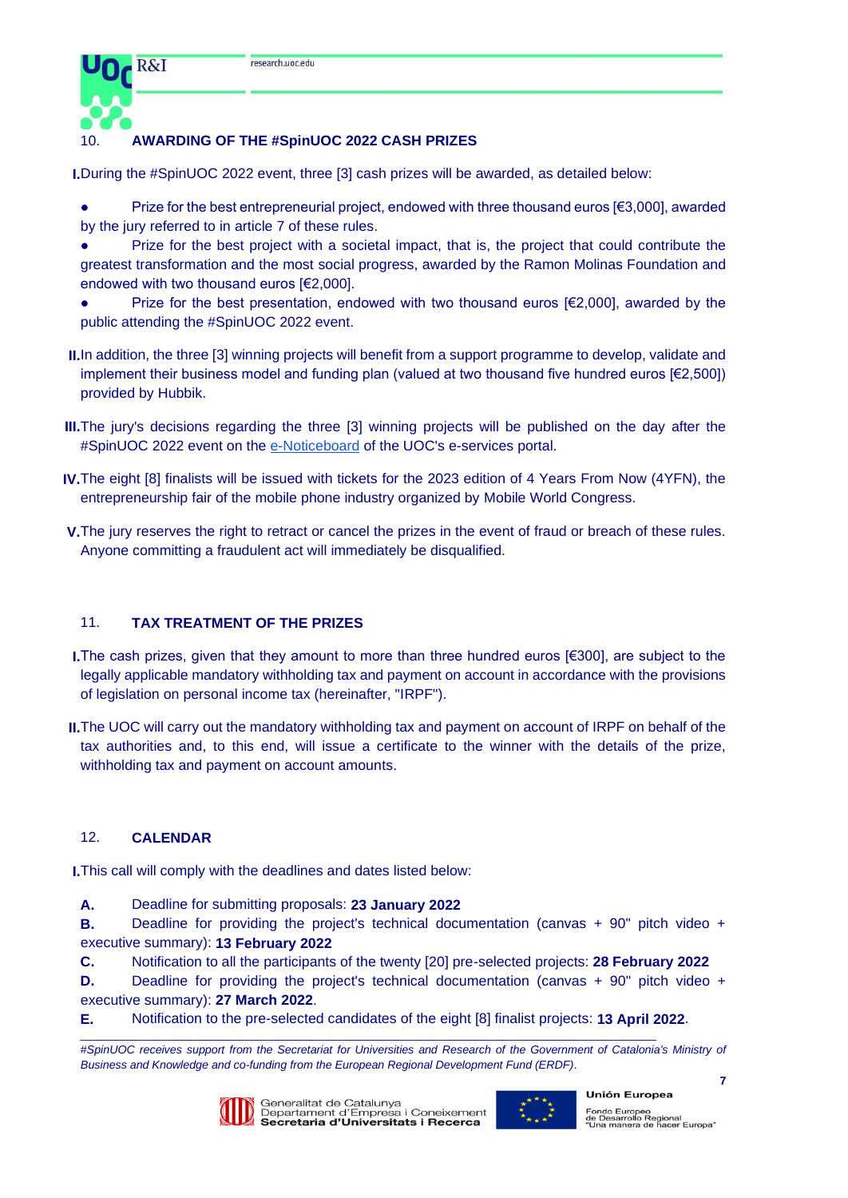## 10. AWARDING OF THE #SpinUOC 2022 CASH PRIZES

I. During the #SpinUOC 2022 event, three [3] cash prizes will be awarded, as detailed below:

- Prize for the best entrepreneurial project, endowed with three thousand euros [€3,000], awarded by the jury referred to in article 7 of these rules.
- Prize for the best project with a societal impact, that is, the project that could contribute the greatest transformation and the most social progress, awarded by the Ramon Molinas Foundation and endowed with two thousand euros [€2,000].
- Prize for the best presentation, endowed with two thousand euros [€2,000], awarded by the public attending the #SpinUOC 2022 event.

II. In addition, the three [3] winning projects will benefit from a support programme to develop, validate and implement their business model and funding plan (valued at two thousand five hundred euros [€2,500]) provided by Hubbik.

III. The jury's decisions regarding the three [3] winning projects will be published on the day after the #SpinUOC 2022 event on the e-Noticeboard of the UOC's e-services portal.

IV. The eight [8] finalists will be issued with tickets for the 2023 edition of 4 Years From Now (4YFN), the entrepreneurship fair of the mobile phone industry organized by Mobile World Congress.

V. The jury reserves the right to retract or cancel the prizes in the event of fraud or breach of these rules. Anyone committing a fraudulent act will immediately be disqualified.

## 11. TAX TREATMENT OF THE PRIZES

I. The cash prizes, given that they amount to more than three hundred euros [€300], are subject to the legally applicable mandatory withholding tax and payment on account in accordance with the provisions of legislation on personal income tax (hereinafter, "IRPF").

II. The UOC will carry out the mandatory withholding tax and payment on account of IRPF on behalf of the tax authorities and, to this end, will issue a certificate to the winner with the details of the prize, withholding tax and payment on account amounts.

## 12. CALENDAR

I. This call will comply with the deadlines and dates listed below:

**A.** Deadline for submitting proposals: **23 January 2022**

**B.** Deadline for providing the project's technical documentation (canvas + 90" pitch video + executive summary): **13 February 2022**

**C.** Notification to all the participants of the twenty [20] pre-selected projects: **28 February 2022**

**D.** Deadline for providing the project's technical documentation (canvas + 90" pitch video + executive summary): **27 March 2022**.

**E.** Notification to the pre-selected candidates of the eight [8] finalist projects: **13 April 2022**.

---

*#SpinUOC receives support from the Secretariat for Universities and Research of the Government of Catalonia's Ministry of Business and Knowledge and co-funding from the European Regional Development Fund (ERDF).*

Generalitat de Catalunya
Departament d'Empresa i Coneixement
**Secretaria d'Universitats i Recerca**

**Unión Europea**
Fondo Europeo de Desarrollo Regional
"Una manera de hacer Europa"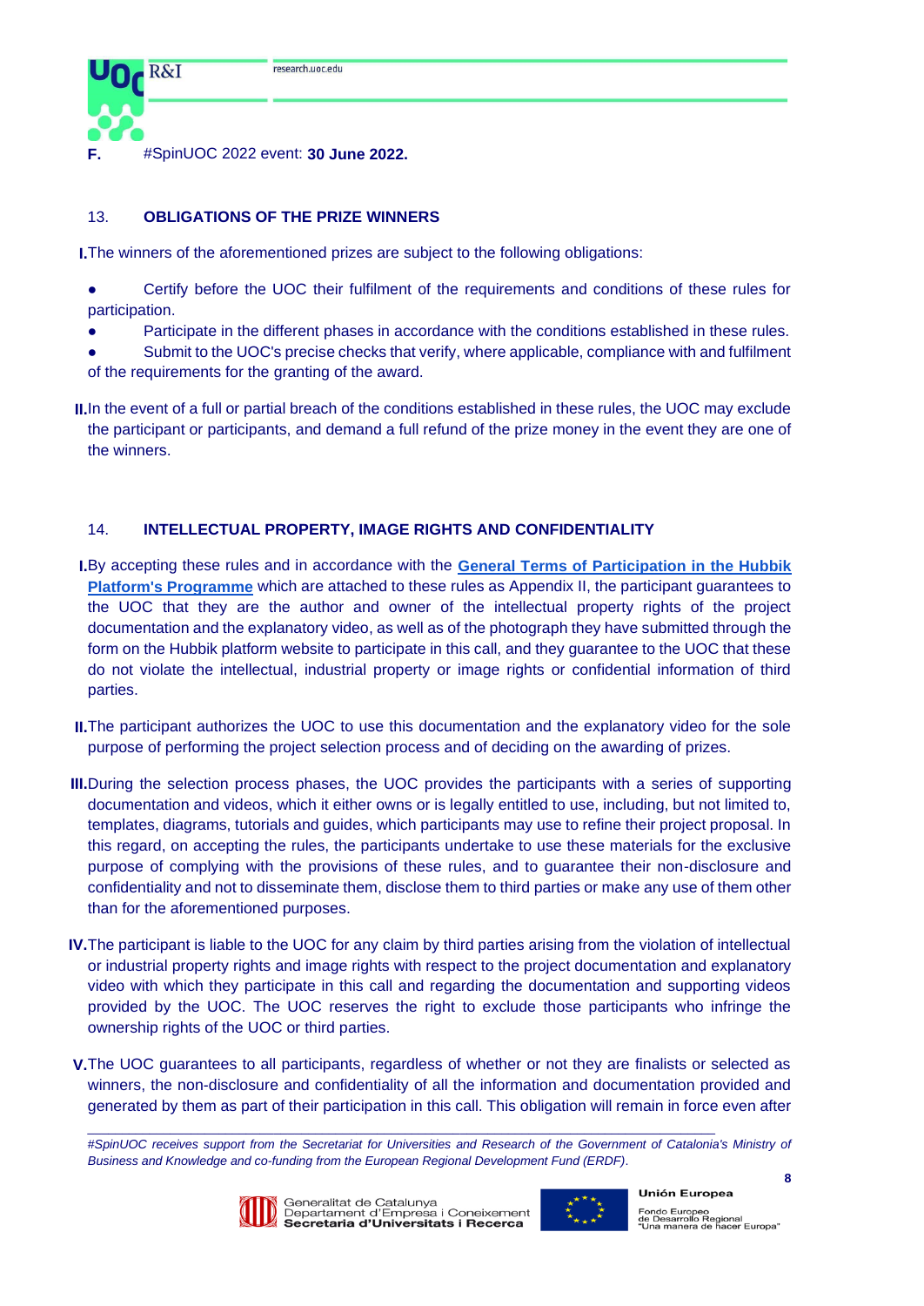**F.** #SpinUOC 2022 event: **30 June 2022.**

## 13. OBLIGATIONS OF THE PRIZE WINNERS

**I.** The winners of the aforementioned prizes are subject to the following obligations:

- Certify before the UOC their fulfilment of the requirements and conditions of these rules for participation.
- Participate in the different phases in accordance with the conditions established in these rules.
- Submit to the UOC's precise checks that verify, where applicable, compliance with and fulfilment of the requirements for the granting of the award.

**II.** In the event of a full or partial breach of the conditions established in these rules, the UOC may exclude the participant or participants, and demand a full refund of the prize money in the event they are one of the winners.

## 14. INTELLECTUAL PROPERTY, IMAGE RIGHTS AND CONFIDENTIALITY

**I.** By accepting these rules and in accordance with the **General Terms of Participation in the Hubbik Platform's Programme** which are attached to these rules as Appendix II, the participant guarantees to the UOC that they are the author and owner of the intellectual property rights of the project documentation and the explanatory video, as well as of the photograph they have submitted through the form on the Hubbik platform website to participate in this call, and they guarantee to the UOC that these do not violate the intellectual, industrial property or image rights or confidential information of third parties.

**II.** The participant authorizes the UOC to use this documentation and the explanatory video for the sole purpose of performing the project selection process and of deciding on the awarding of prizes.

**III.** During the selection process phases, the UOC provides the participants with a series of supporting documentation and videos, which it either owns or is legally entitled to use, including, but not limited to, templates, diagrams, tutorials and guides, which participants may use to refine their project proposal. In this regard, on accepting the rules, the participants undertake to use these materials for the exclusive purpose of complying with the provisions of these rules, and to guarantee their non-disclosure and confidentiality and not to disseminate them, disclose them to third parties or make any use of them other than for the aforementioned purposes.

**IV.** The participant is liable to the UOC for any claim by third parties arising from the violation of intellectual or industrial property rights and image rights with respect to the project documentation and explanatory video with which they participate in this call and regarding the documentation and supporting videos provided by the UOC. The UOC reserves the right to exclude those participants who infringe the ownership rights of the UOC or third parties.

**V.** The UOC guarantees to all participants, regardless of whether or not they are finalists or selected as winners, the non-disclosure and confidentiality of all the information and documentation provided and generated by them as part of their participation in this call. This obligation will remain in force even after

*#SpinUOC receives support from the Secretariat for Universities and Research of the Government of Catalonia's Ministry of Business and Knowledge and co-funding from the European Regional Development Fund (ERDF).*

Generalitat de Catalunya
Departament d'Empresa i Coneixement
**Secretaria d'Universitats i Recerca**

**Unión Europea**
Fondo Europeo de Desarrollo Regional
"Una manera de hacer Europa"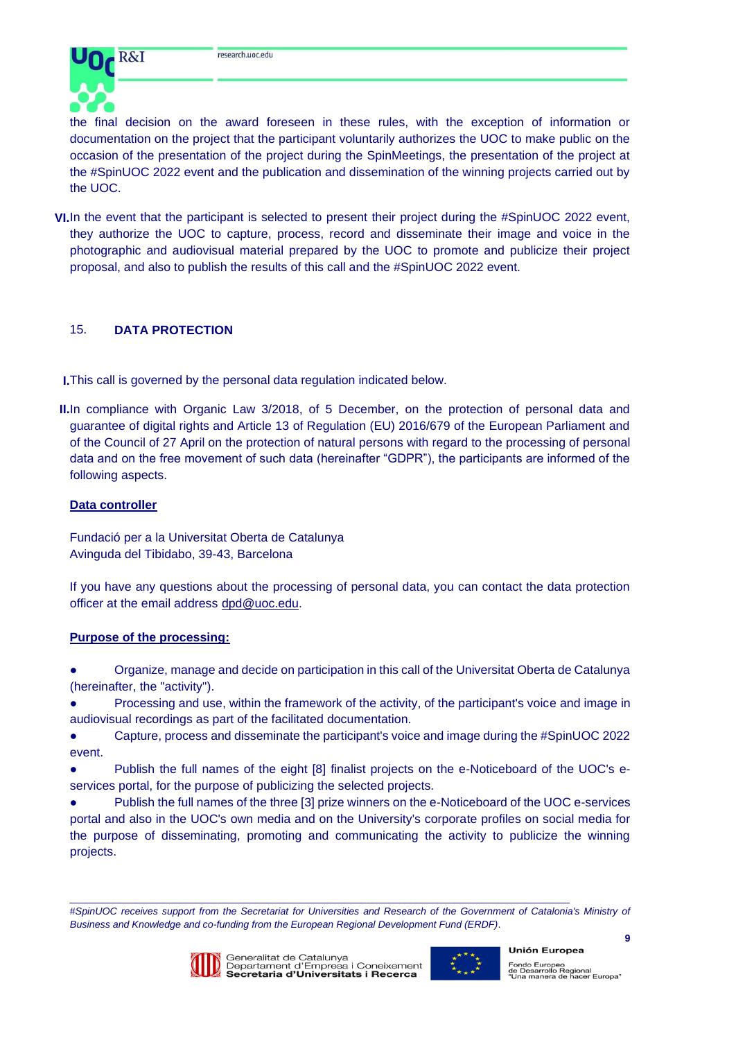the final decision on the award foreseen in these rules, with the exception of information or documentation on the project that the participant voluntarily authorizes the UOC to make public on the occasion of the presentation of the project during the SpinMeetings, the presentation of the project at the #SpinUOC 2022 event and the publication and dissemination of the winning projects carried out by the UOC.

VI. In the event that the participant is selected to present their project during the #SpinUOC 2022 event, they authorize the UOC to capture, process, record and disseminate their image and voice in the photographic and audiovisual material prepared by the UOC to promote and publicize their project proposal, and also to publish the results of this call and the #SpinUOC 2022 event.

## 15. DATA PROTECTION

I. This call is governed by the personal data regulation indicated below.

II. In compliance with Organic Law 3/2018, of 5 December, on the protection of personal data and guarantee of digital rights and Article 13 of Regulation (EU) 2016/679 of the European Parliament and of the Council of 27 April on the protection of natural persons with regard to the processing of personal data and on the free movement of such data (hereinafter "GDPR"), the participants are informed of the following aspects.

**Data controller**

Fundació per a la Universitat Oberta de Catalunya
Avinguda del Tibidabo, 39-43, Barcelona

If you have any questions about the processing of personal data, you can contact the data protection officer at the email address dpd@uoc.edu.

**Purpose of the processing:**

- Organize, manage and decide on participation in this call of the Universitat Oberta de Catalunya (hereinafter, the "activity").
- Processing and use, within the framework of the activity, of the participant's voice and image in audiovisual recordings as part of the facilitated documentation.
- Capture, process and disseminate the participant's voice and image during the #SpinUOC 2022 event.
- Publish the full names of the eight [8] finalist projects on the e-Noticeboard of the UOC's e-services portal, for the purpose of publicizing the selected projects.
- Publish the full names of the three [3] prize winners on the e-Noticeboard of the UOC e-services portal and also in the UOC's own media and on the University's corporate profiles on social media for the purpose of disseminating, promoting and communicating the activity to publicize the winning projects.

*#SpinUOC receives support from the Secretariat for Universities and Research of the Government of Catalonia's Ministry of Business and Knowledge and co-funding from the European Regional Development Fund (ERDF).*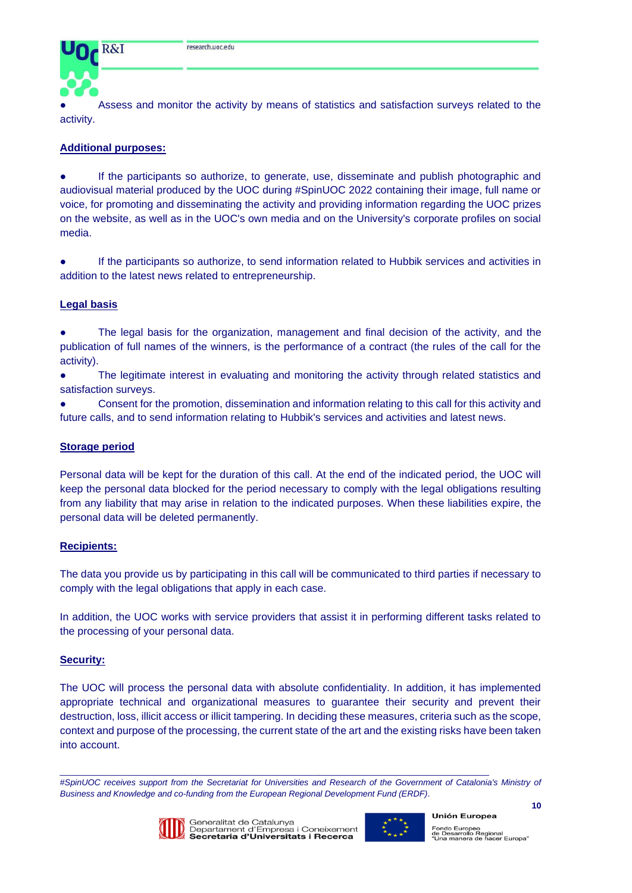- Assess and monitor the activity by means of statistics and satisfaction surveys related to the activity.

**Additional purposes:**

- If the participants so authorize, to generate, use, disseminate and publish photographic and audiovisual material produced by the UOC during #SpinUOC 2022 containing their image, full name or voice, for promoting and disseminating the activity and providing information regarding the UOC prizes on the website, as well as in the UOC's own media and on the University's corporate profiles on social media.

- If the participants so authorize, to send information related to Hubbik services and activities in addition to the latest news related to entrepreneurship.

**Legal basis**

- The legal basis for the organization, management and final decision of the activity, and the publication of full names of the winners, is the performance of a contract (the rules of the call for the activity).
- The legitimate interest in evaluating and monitoring the activity through related statistics and satisfaction surveys.
- Consent for the promotion, dissemination and information relating to this call for this activity and future calls, and to send information relating to Hubbik's services and activities and latest news.

**Storage period**

Personal data will be kept for the duration of this call. At the end of the indicated period, the UOC will keep the personal data blocked for the period necessary to comply with the legal obligations resulting from any liability that may arise in relation to the indicated purposes. When these liabilities expire, the personal data will be deleted permanently.

**Recipients:**

The data you provide us by participating in this call will be communicated to third parties if necessary to comply with the legal obligations that apply in each case.

In addition, the UOC works with service providers that assist it in performing different tasks related to the processing of your personal data.

**Security:**

The UOC will process the personal data with absolute confidentiality. In addition, it has implemented appropriate technical and organizational measures to guarantee their security and prevent their destruction, loss, illicit access or illicit tampering. In deciding these measures, criteria such as the scope, context and purpose of the processing, the current state of the art and the existing risks have been taken into account.

---

*#SpinUOC receives support from the Secretariat for Universities and Research of the Government of Catalonia's Ministry of Business and Knowledge and co-funding from the European Regional Development Fund (ERDF).*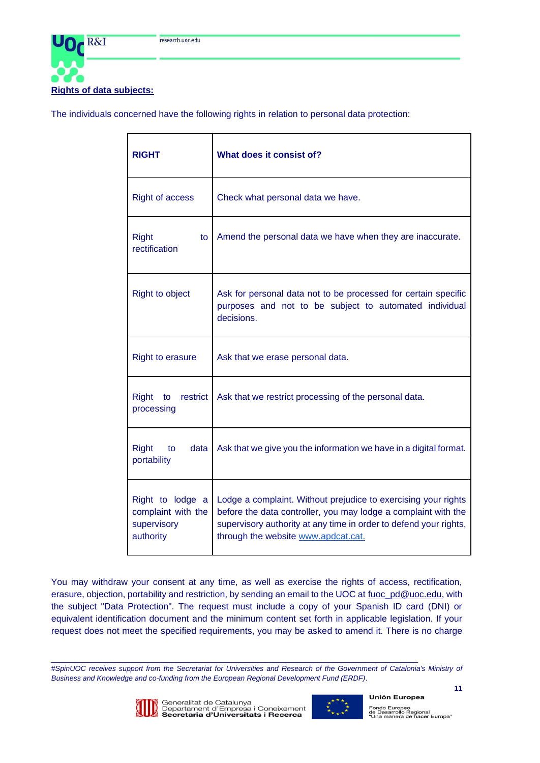**Rights of data subjects:**

The individuals concerned have the following rights in relation to personal data protection:

| RIGHT | What does it consist of? |
|---|---|
| Right of access | Check what personal data we have. |
| Right to rectification | Amend the personal data we have when they are inaccurate. |
| Right to object | Ask for personal data not to be processed for certain specific purposes and not to be subject to automated individual decisions. |
| Right to erasure | Ask that we erase personal data. |
| Right to restrict processing | Ask that we restrict processing of the personal data. |
| Right to data portability | Ask that we give you the information we have in a digital format. |
| Right to lodge a complaint with the supervisory authority | Lodge a complaint. Without prejudice to exercising your rights before the data controller, you may lodge a complaint with the supervisory authority at any time in order to defend your rights, through the website www.apdcat.cat. |

You may withdraw your consent at any time, as well as exercise the rights of access, rectification, erasure, objection, portability and restriction, by sending an email to the UOC at fuoc_pd@uoc.edu, with the subject "Data Protection". The request must include a copy of your Spanish ID card (DNI) or equivalent identification document and the minimum content set forth in applicable legislation. If your request does not meet the specified requirements, you may be asked to amend it. There is no charge

*#SpinUOC receives support from the Secretariat for Universities and Research of the Government of Catalonia's Ministry of Business and Knowledge and co-funding from the European Regional Development Fund (ERDF).*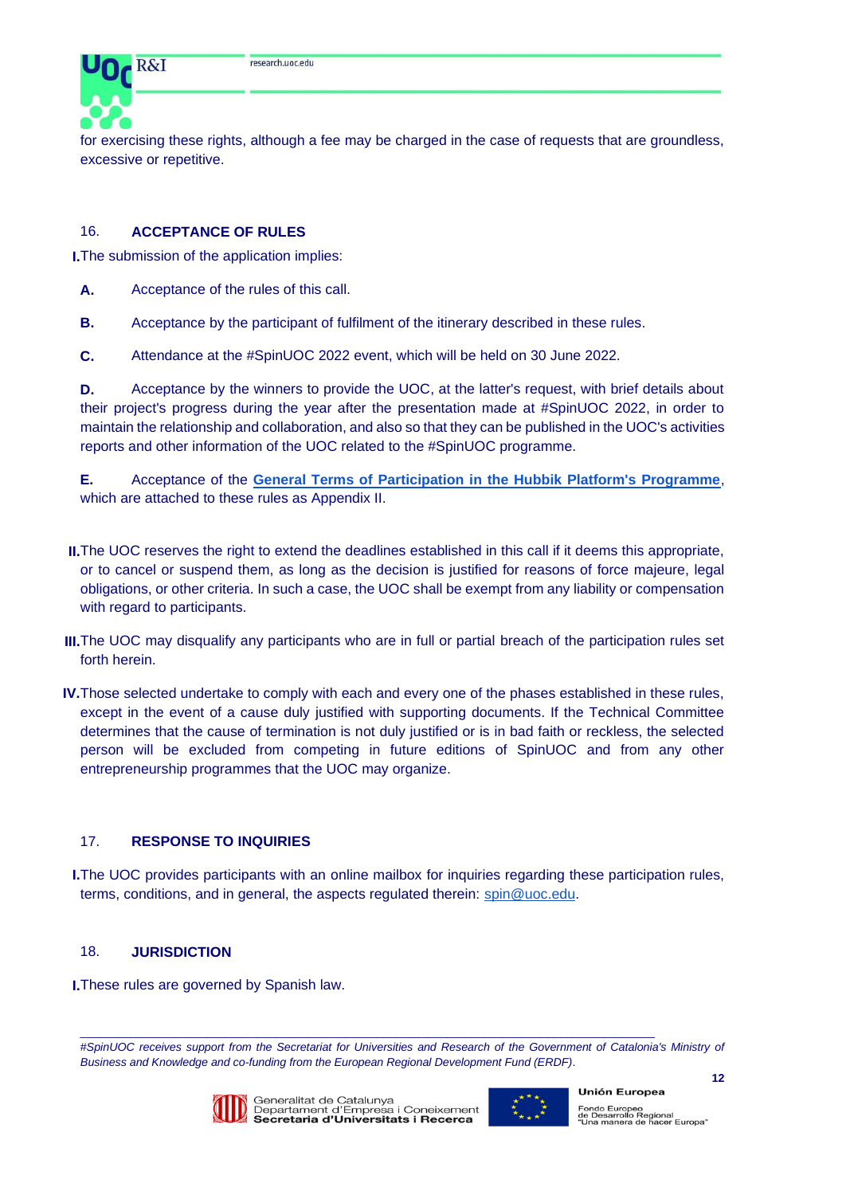for exercising these rights, although a fee may be charged in the case of requests that are groundless, excessive or repetitive.

## 16. ACCEPTANCE OF RULES

**I.** The submission of the application implies:

**A.** Acceptance of the rules of this call.

**B.** Acceptance by the participant of fulfilment of the itinerary described in these rules.

**C.** Attendance at the #SpinUOC 2022 event, which will be held on 30 June 2022.

**D.** Acceptance by the winners to provide the UOC, at the latter's request, with brief details about their project's progress during the year after the presentation made at #SpinUOC 2022, in order to maintain the relationship and collaboration, and also so that they can be published in the UOC's activities reports and other information of the UOC related to the #SpinUOC programme.

**E.** Acceptance of the **General Terms of Participation in the Hubbik Platform's Programme**, which are attached to these rules as Appendix II.

**II.** The UOC reserves the right to extend the deadlines established in this call if it deems this appropriate, or to cancel or suspend them, as long as the decision is justified for reasons of force majeure, legal obligations, or other criteria. In such a case, the UOC shall be exempt from any liability or compensation with regard to participants.

**III.** The UOC may disqualify any participants who are in full or partial breach of the participation rules set forth herein.

**IV.** Those selected undertake to comply with each and every one of the phases established in these rules, except in the event of a cause duly justified with supporting documents. If the Technical Committee determines that the cause of termination is not duly justified or is in bad faith or reckless, the selected person will be excluded from competing in future editions of SpinUOC and from any other entrepreneurship programmes that the UOC may organize.

## 17. RESPONSE TO INQUIRIES

**I.** The UOC provides participants with an online mailbox for inquiries regarding these participation rules, terms, conditions, and in general, the aspects regulated therein: spin@uoc.edu.

## 18. JURISDICTION

**I.** These rules are governed by Spanish law.

---

*#SpinUOC receives support from the Secretariat for Universities and Research of the Government of Catalonia's Ministry of Business and Knowledge and co-funding from the European Regional Development Fund (ERDF).*

Generalitat de Catalunya
Departament d'Empresa i Coneixement
**Secretaria d'Universitats i Recerca**

**Unión Europea**
Fondo Europeo de Desarrollo Regional
"Una manera de hacer Europa"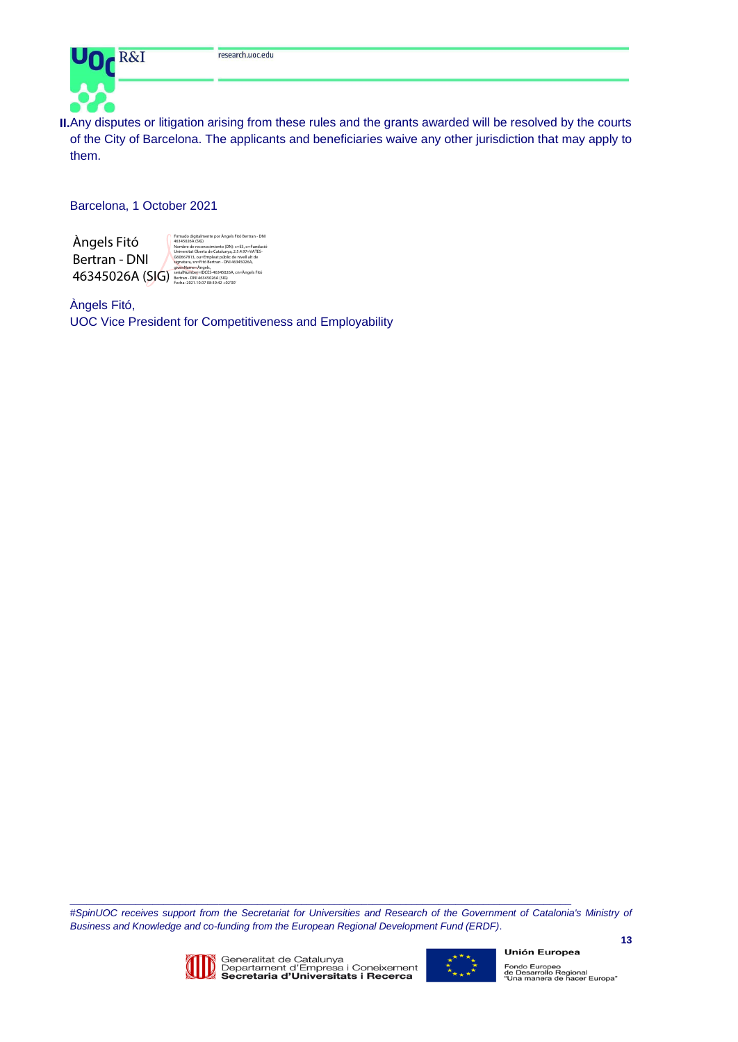II. Any disputes or litigation arising from these rules and the grants awarded will be resolved by the courts of the City of Barcelona. The applicants and beneficiaries waive any other jurisdiction that may apply to them.

Barcelona, 1 October 2021

Àngels Fitó Bertran - DNI 46345026A (SIG)

Firmado digitalmente por Àngels Fitó Bertran - DNI 46345026A (SIG)
Nombre de reconocimiento (DN): c=ES, o=Fundació Universitat Oberta de Catalunya, 2.5.4.97=VATES-G60667813, ou=Empleat públic de nivell alt de signatura, sn=Fitó Bertran - DNI 46345026A, givenName=Àngels, serialNumber=IDCES-46345026A, cn=Àngels Fitó Bertran - DNI 46345026A (SIG)
Fecha: 2021.10.07 08:39:42 +02'00'

Àngels Fitó,
UOC Vice President for Competitiveness and Employability

*#SpinUOC receives support from the Secretariat for Universities and Research of the Government of Catalonia's Ministry of Business and Knowledge and co-funding from the European Regional Development Fund (ERDF).*

Generalitat de Catalunya
Departament d'Empresa i Coneixement
**Secretaria d'Universitats i Recerca**

**Unión Europea**
Fondo Europeo de Desarrollo Regional
"Una manera de hacer Europa"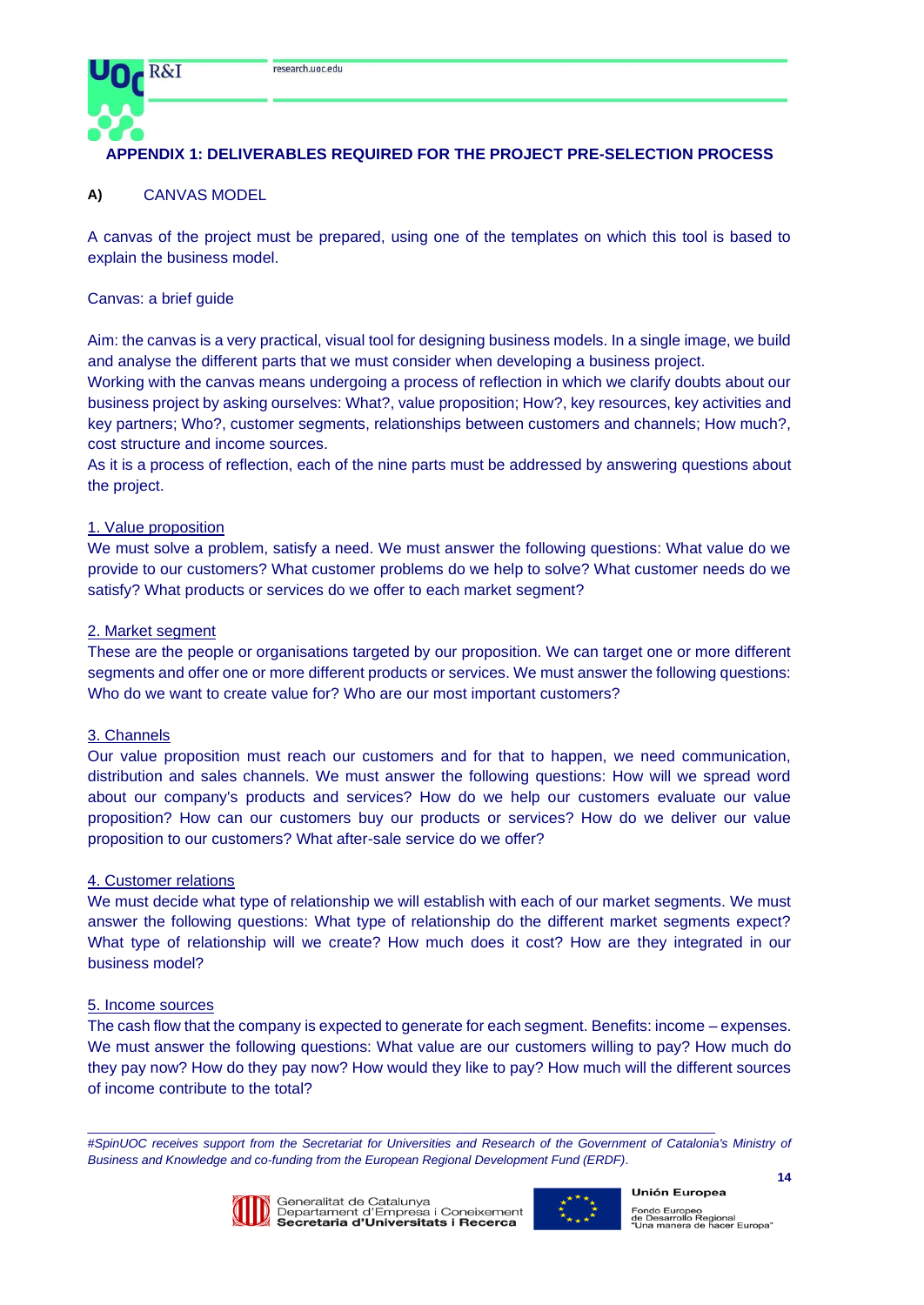## APPENDIX 1: DELIVERABLES REQUIRED FOR THE PROJECT PRE-SELECTION PROCESS

### A) CANVAS MODEL

A canvas of the project must be prepared, using one of the templates on which this tool is based to explain the business model.

Canvas: a brief guide

Aim: the canvas is a very practical, visual tool for designing business models. In a single image, we build and analyse the different parts that we must consider when developing a business project.
Working with the canvas means undergoing a process of reflection in which we clarify doubts about our business project by asking ourselves: What?, value proposition; How?, key resources, key activities and key partners; Who?, customer segments, relationships between customers and channels; How much?, cost structure and income sources.
As it is a process of reflection, each of the nine parts must be addressed by answering questions about the project.

1. Value proposition
We must solve a problem, satisfy a need. We must answer the following questions: What value do we provide to our customers? What customer problems do we help to solve? What customer needs do we satisfy? What products or services do we offer to each market segment?

2. Market segment
These are the people or organisations targeted by our proposition. We can target one or more different segments and offer one or more different products or services. We must answer the following questions: Who do we want to create value for? Who are our most important customers?

3. Channels
Our value proposition must reach our customers and for that to happen, we need communication, distribution and sales channels. We must answer the following questions: How will we spread word about our company's products and services? How do we help our customers evaluate our value proposition? How can our customers buy our products or services? How do we deliver our value proposition to our customers? What after-sale service do we offer?

4. Customer relations
We must decide what type of relationship we will establish with each of our market segments. We must answer the following questions: What type of relationship do the different market segments expect? What type of relationship will we create? How much does it cost? How are they integrated in our business model?

5. Income sources
The cash flow that the company is expected to generate for each segment. Benefits: income – expenses. We must answer the following questions: What value are our customers willing to pay? How much do they pay now? How do they pay now? How would they like to pay? How much will the different sources of income contribute to the total?

*#SpinUOC receives support from the Secretariat for Universities and Research of the Government of Catalonia's Ministry of Business and Knowledge and co-funding from the European Regional Development Fund (ERDF).*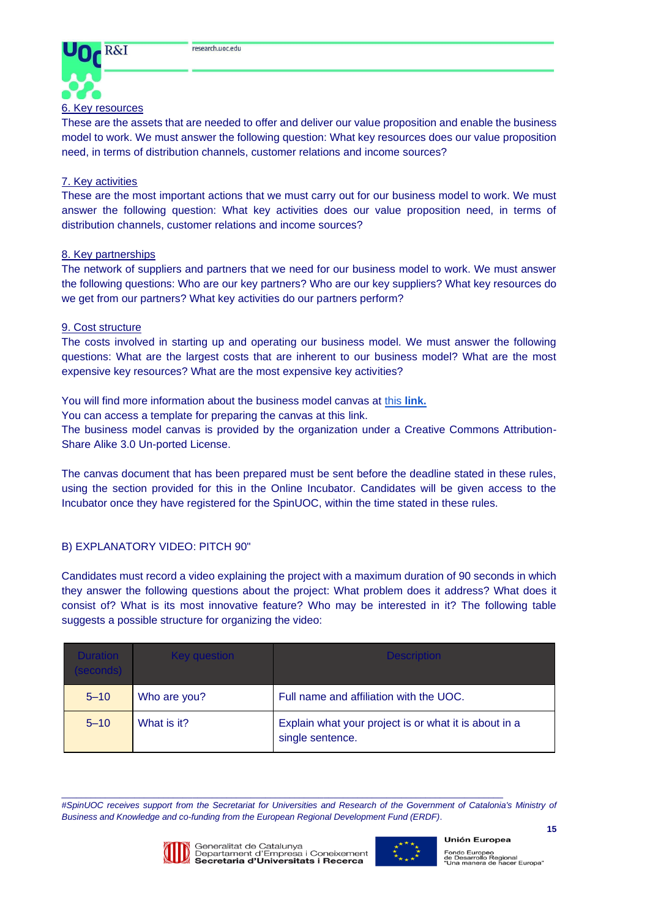6. Key resources

These are the assets that are needed to offer and deliver our value proposition and enable the business model to work. We must answer the following question: What key resources does our value proposition need, in terms of distribution channels, customer relations and income sources?

7. Key activities

These are the most important actions that we must carry out for our business model to work. We must answer the following question: What key activities does our value proposition need, in terms of distribution channels, customer relations and income sources?

8. Key partnerships

The network of suppliers and partners that we need for our business model to work. We must answer the following questions: Who are our key partners? Who are our key suppliers? What key resources do we get from our partners? What key activities do our partners perform?

9. Cost structure

The costs involved in starting up and operating our business model. We must answer the following questions: What are the largest costs that are inherent to our business model? What are the most expensive key resources? What are the most expensive key activities?

You will find more information about the business model canvas at this **link.**
You can access a template for preparing the canvas at this link.
The business model canvas is provided by the organization under a Creative Commons Attribution-Share Alike 3.0 Un-ported License.

The canvas document that has been prepared must be sent before the deadline stated in these rules, using the section provided for this in the Online Incubator. Candidates will be given access to the Incubator once they have registered for the SpinUOC, within the time stated in these rules.

B) EXPLANATORY VIDEO: PITCH 90"

Candidates must record a video explaining the project with a maximum duration of 90 seconds in which they answer the following questions about the project: What problem does it address? What does it consist of? What is its most innovative feature? Who may be interested in it? The following table suggests a possible structure for organizing the video:

| Duration (seconds) | Key question | Description |
|---|---|---|
| 5–10 | Who are you? | Full name and affiliation with the UOC. |
| 5–10 | What is it? | Explain what your project is or what it is about in a single sentence. |

*#SpinUOC receives support from the Secretariat for Universities and Research of the Government of Catalonia's Ministry of Business and Knowledge and co-funding from the European Regional Development Fund (ERDF).*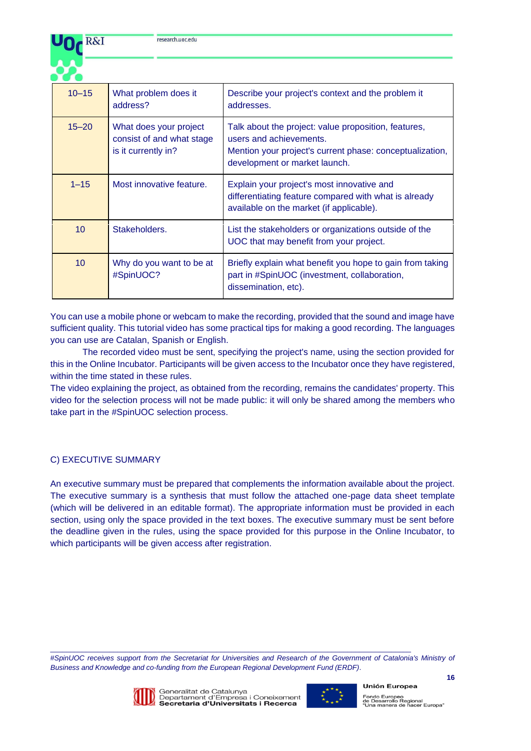| 10–15 | What problem does it address? | Describe your project's context and the problem it addresses. |
|---|---|---|
| 15–20 | What does your project consist of and what stage is it currently in? | Talk about the project: value proposition, features, users and achievements.<br>Mention your project's current phase: conceptualization, development or market launch. |
| 1–15 | Most innovative feature. | Explain your project's most innovative and differentiating feature compared with what is already available on the market (if applicable). |
| 10 | Stakeholders. | List the stakeholders or organizations outside of the UOC that may benefit from your project. |
| 10 | Why do you want to be at #SpinUOC? | Briefly explain what benefit you hope to gain from taking part in #SpinUOC (investment, collaboration, dissemination, etc). |

You can use a mobile phone or webcam to make the recording, provided that the sound and image have sufficient quality. This tutorial video has some practical tips for making a good recording. The languages you can use are Catalan, Spanish or English.

The recorded video must be sent, specifying the project's name, using the section provided for this in the Online Incubator. Participants will be given access to the Incubator once they have registered, within the time stated in these rules.

The video explaining the project, as obtained from the recording, remains the candidates' property. This video for the selection process will not be made public: it will only be shared among the members who take part in the #SpinUOC selection process.

## C) EXECUTIVE SUMMARY

An executive summary must be prepared that complements the information available about the project. The executive summary is a synthesis that must follow the attached one-page data sheet template (which will be delivered in an editable format). The appropriate information must be provided in each section, using only the space provided in the text boxes. The executive summary must be sent before the deadline given in the rules, using the space provided for this purpose in the Online Incubator, to which participants will be given access after registration.

*#SpinUOC receives support from the Secretariat for Universities and Research of the Government of Catalonia's Ministry of Business and Knowledge and co-funding from the European Regional Development Fund (ERDF).*

Generalitat de Catalunya
Departament d'Empresa i Coneixement
**Secretaria d'Universitats i Recerca**

**Unión Europea**
Fondo Europeo de Desarrollo Regional
"Una manera de hacer Europa"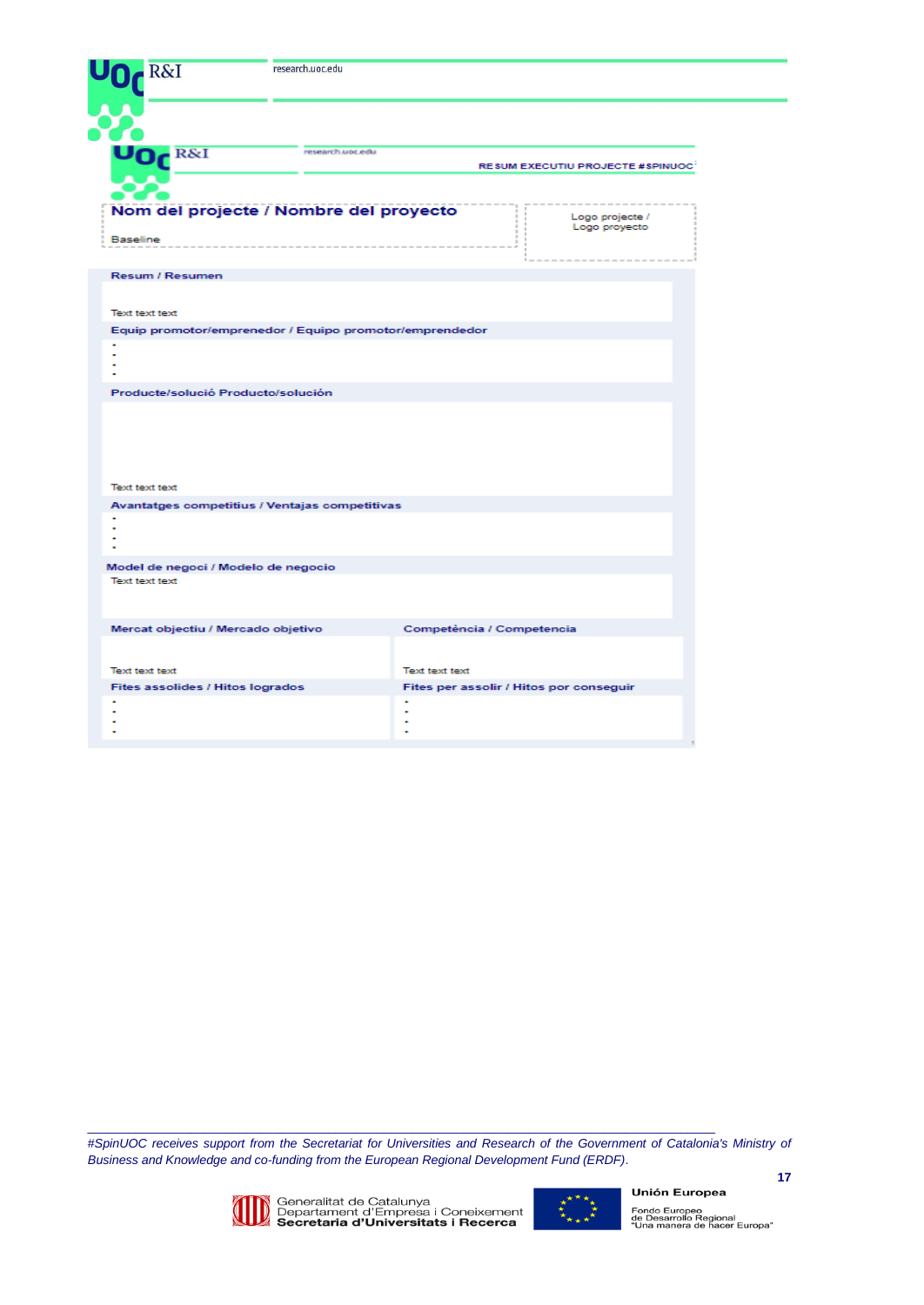research.uoc.edu

research.uoc.edu

RESUM EXECUTIU PROJECTE #SPINUOC

## Nom del projecte / Nombre del proyecto

Baseline

Logo projecte / Logo proyecto

**Resum / Resumen**

Text text text

**Equip promotor/emprenedor / Equipo promotor/emprendedor**

- 
- 
- 
- 

**Producte/solució Producto/solución**

Text text text

**Avantatges competitius / Ventajas competitivas**

- 
- 
- 
- 

**Model de negoci / Modelo de negocio**

Text text text

**Mercat objectiu / Mercado objetivo**

Text text text

**Competència / Competencia**

Text text text

**Fites assolides / Hitos logrados**

- 
- 
- 
- 

**Fites per assolir / Hitos por conseguir**

- 
- 
- 
- 

*#SpinUOC receives support from the Secretariat for Universities and Research of the Government of Catalonia's Ministry of Business and Knowledge and co-funding from the European Regional Development Fund (ERDF).*

Generalitat de Catalunya
Departament d'Empresa i Coneixement
**Secretaria d'Universitats i Recerca**

**Unión Europea**
Fondo Europeo de Desarrollo Regional
"Una manera de hacer Europa"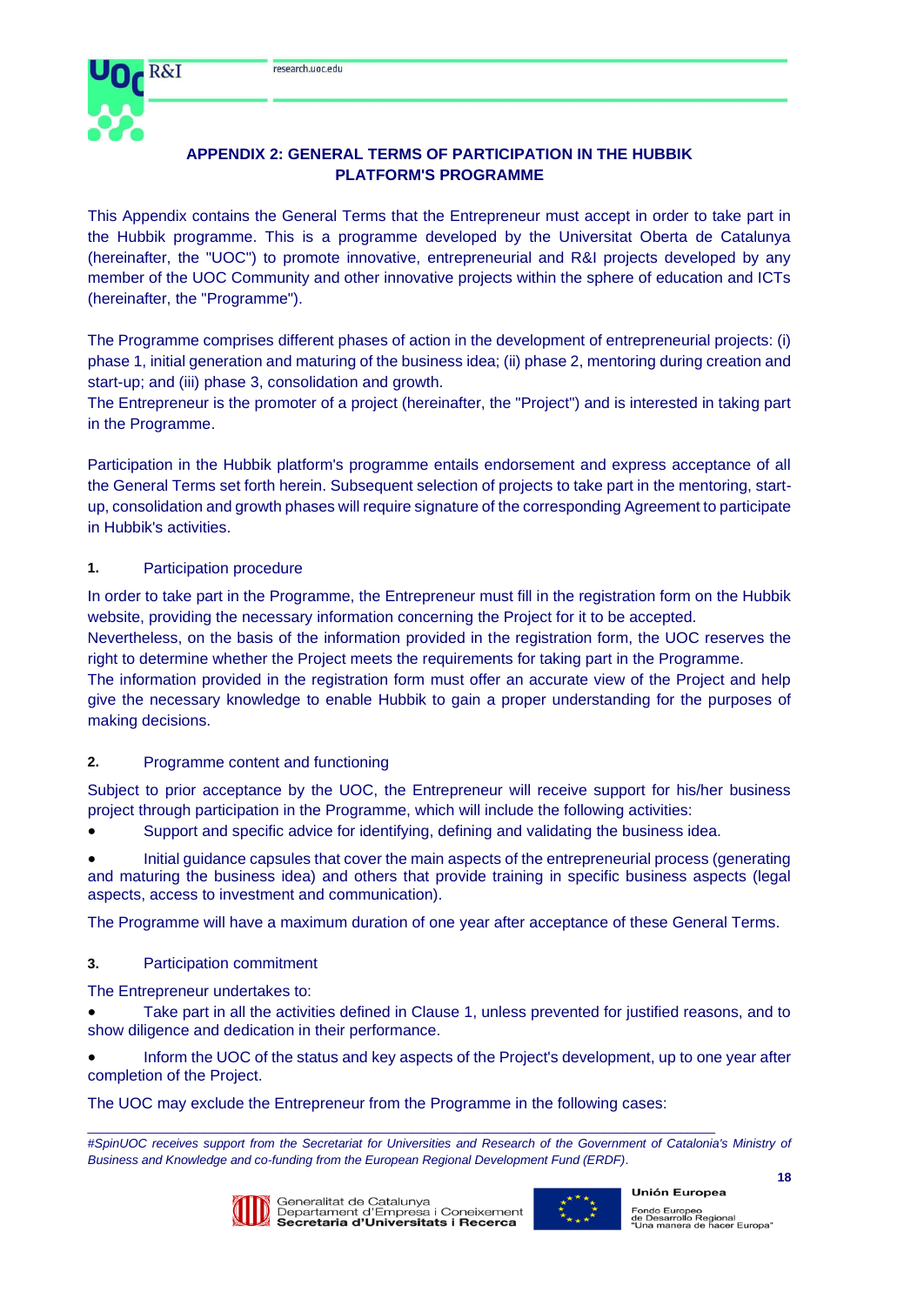## APPENDIX 2: GENERAL TERMS OF PARTICIPATION IN THE HUBBIK PLATFORM'S PROGRAMME

This Appendix contains the General Terms that the Entrepreneur must accept in order to take part in the Hubbik programme. This is a programme developed by the Universitat Oberta de Catalunya (hereinafter, the "UOC") to promote innovative, entrepreneurial and R&I projects developed by any member of the UOC Community and other innovative projects within the sphere of education and ICTs (hereinafter, the "Programme").

The Programme comprises different phases of action in the development of entrepreneurial projects: (i) phase 1, initial generation and maturing of the business idea; (ii) phase 2, mentoring during creation and start-up; and (iii) phase 3, consolidation and growth.

The Entrepreneur is the promoter of a project (hereinafter, the "Project") and is interested in taking part in the Programme.

Participation in the Hubbik platform's programme entails endorsement and express acceptance of all the General Terms set forth herein. Subsequent selection of projects to take part in the mentoring, start-up, consolidation and growth phases will require signature of the corresponding Agreement to participate in Hubbik's activities.

### 1. Participation procedure

In order to take part in the Programme, the Entrepreneur must fill in the registration form on the Hubbik website, providing the necessary information concerning the Project for it to be accepted.

Nevertheless, on the basis of the information provided in the registration form, the UOC reserves the right to determine whether the Project meets the requirements for taking part in the Programme.

The information provided in the registration form must offer an accurate view of the Project and help give the necessary knowledge to enable Hubbik to gain a proper understanding for the purposes of making decisions.

### 2. Programme content and functioning

Subject to prior acceptance by the UOC, the Entrepreneur will receive support for his/her business project through participation in the Programme, which will include the following activities:

- Support and specific advice for identifying, defining and validating the business idea.
- Initial guidance capsules that cover the main aspects of the entrepreneurial process (generating and maturing the business idea) and others that provide training in specific business aspects (legal aspects, access to investment and communication).

The Programme will have a maximum duration of one year after acceptance of these General Terms.

### 3. Participation commitment

The Entrepreneur undertakes to:

- Take part in all the activities defined in Clause 1, unless prevented for justified reasons, and to show diligence and dedication in their performance.
- Inform the UOC of the status and key aspects of the Project's development, up to one year after completion of the Project.

The UOC may exclude the Entrepreneur from the Programme in the following cases:

*#SpinUOC receives support from the Secretariat for Universities and Research of the Government of Catalonia's Ministry of Business and Knowledge and co-funding from the European Regional Development Fund (ERDF).*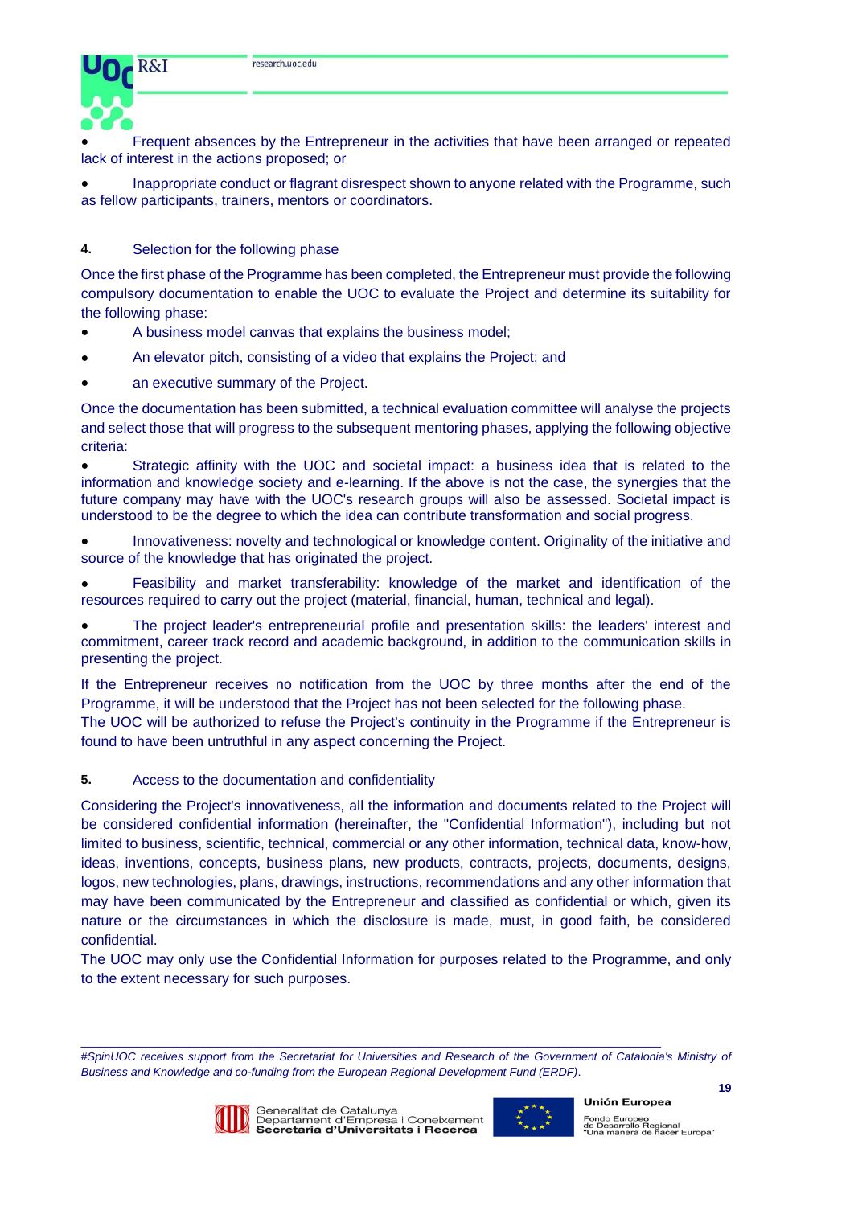- Frequent absences by the Entrepreneur in the activities that have been arranged or repeated lack of interest in the actions proposed; or
- Inappropriate conduct or flagrant disrespect shown to anyone related with the Programme, such as fellow participants, trainers, mentors or coordinators.

**4.** Selection for the following phase

Once the first phase of the Programme has been completed, the Entrepreneur must provide the following compulsory documentation to enable the UOC to evaluate the Project and determine its suitability for the following phase:

- A business model canvas that explains the business model;
- An elevator pitch, consisting of a video that explains the Project; and
- an executive summary of the Project.

Once the documentation has been submitted, a technical evaluation committee will analyse the projects and select those that will progress to the subsequent mentoring phases, applying the following objective criteria:

- Strategic affinity with the UOC and societal impact: a business idea that is related to the information and knowledge society and e-learning. If the above is not the case, the synergies that the future company may have with the UOC's research groups will also be assessed. Societal impact is understood to be the degree to which the idea can contribute transformation and social progress.
- Innovativeness: novelty and technological or knowledge content. Originality of the initiative and source of the knowledge that has originated the project.
- Feasibility and market transferability: knowledge of the market and identification of the resources required to carry out the project (material, financial, human, technical and legal).
- The project leader's entrepreneurial profile and presentation skills: the leaders' interest and commitment, career track record and academic background, in addition to the communication skills in presenting the project.

If the Entrepreneur receives no notification from the UOC by three months after the end of the Programme, it will be understood that the Project has not been selected for the following phase.
The UOC will be authorized to refuse the Project's continuity in the Programme if the Entrepreneur is found to have been untruthful in any aspect concerning the Project.

**5.** Access to the documentation and confidentiality

Considering the Project's innovativeness, all the information and documents related to the Project will be considered confidential information (hereinafter, the "Confidential Information"), including but not limited to business, scientific, technical, commercial or any other information, technical data, know-how, ideas, inventions, concepts, business plans, new products, contracts, projects, documents, designs, logos, new technologies, plans, drawings, instructions, recommendations and any other information that may have been communicated by the Entrepreneur and classified as confidential or which, given its nature or the circumstances in which the disclosure is made, must, in good faith, be considered confidential.
The UOC may only use the Confidential Information for purposes related to the Programme, and only to the extent necessary for such purposes.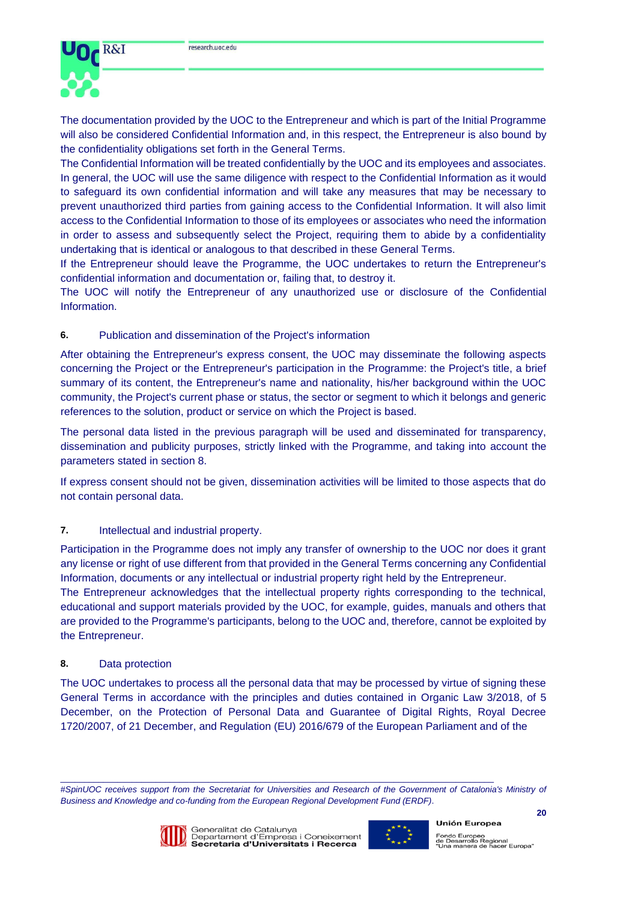The documentation provided by the UOC to the Entrepreneur and which is part of the Initial Programme will also be considered Confidential Information and, in this respect, the Entrepreneur is also bound by the confidentiality obligations set forth in the General Terms.
The Confidential Information will be treated confidentially by the UOC and its employees and associates. In general, the UOC will use the same diligence with respect to the Confidential Information as it would to safeguard its own confidential information and will take any measures that may be necessary to prevent unauthorized third parties from gaining access to the Confidential Information. It will also limit access to the Confidential Information to those of its employees or associates who need the information in order to assess and subsequently select the Project, requiring them to abide by a confidentiality undertaking that is identical or analogous to that described in these General Terms.
If the Entrepreneur should leave the Programme, the UOC undertakes to return the Entrepreneur's confidential information and documentation or, failing that, to destroy it.
The UOC will notify the Entrepreneur of any unauthorized use or disclosure of the Confidential Information.

## 6. Publication and dissemination of the Project's information

After obtaining the Entrepreneur's express consent, the UOC may disseminate the following aspects concerning the Project or the Entrepreneur's participation in the Programme: the Project's title, a brief summary of its content, the Entrepreneur's name and nationality, his/her background within the UOC community, the Project's current phase or status, the sector or segment to which it belongs and generic references to the solution, product or service on which the Project is based.

The personal data listed in the previous paragraph will be used and disseminated for transparency, dissemination and publicity purposes, strictly linked with the Programme, and taking into account the parameters stated in section 8.

If express consent should not be given, dissemination activities will be limited to those aspects that do not contain personal data.

## 7. Intellectual and industrial property.

Participation in the Programme does not imply any transfer of ownership to the UOC nor does it grant any license or right of use different from that provided in the General Terms concerning any Confidential Information, documents or any intellectual or industrial property right held by the Entrepreneur.
The Entrepreneur acknowledges that the intellectual property rights corresponding to the technical, educational and support materials provided by the UOC, for example, guides, manuals and others that are provided to the Programme's participants, belong to the UOC and, therefore, cannot be exploited by the Entrepreneur.

## 8. Data protection

The UOC undertakes to process all the personal data that may be processed by virtue of signing these General Terms in accordance with the principles and duties contained in Organic Law 3/2018, of 5 December, on the Protection of Personal Data and Guarantee of Digital Rights, Royal Decree 1720/2007, of 21 December, and Regulation (EU) 2016/679 of the European Parliament and of the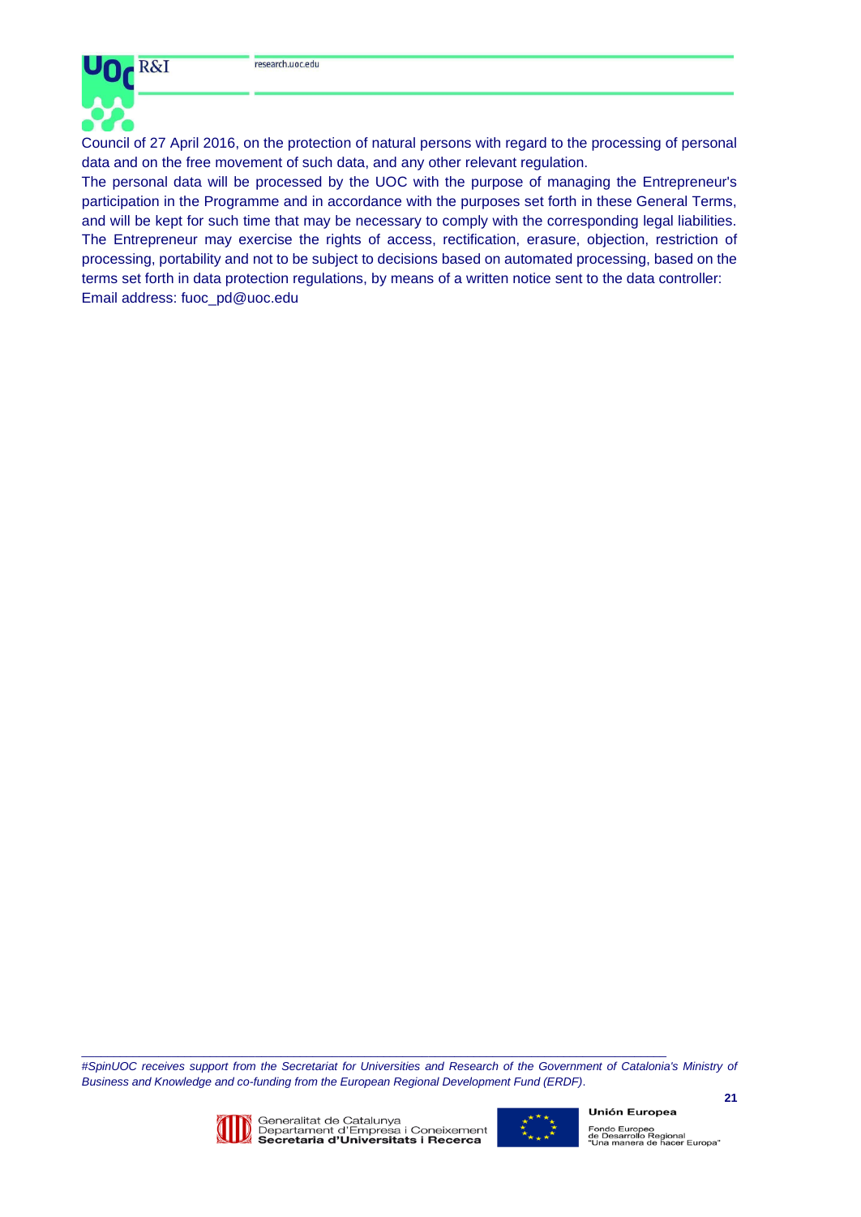Council of 27 April 2016, on the protection of natural persons with regard to the processing of personal data and on the free movement of such data, and any other relevant regulation.

The personal data will be processed by the UOC with the purpose of managing the Entrepreneur's participation in the Programme and in accordance with the purposes set forth in these General Terms, and will be kept for such time that may be necessary to comply with the corresponding legal liabilities.

The Entrepreneur may exercise the rights of access, rectification, erasure, objection, restriction of processing, portability and not to be subject to decisions based on automated processing, based on the terms set forth in data protection regulations, by means of a written notice sent to the data controller:

Email address: fuoc_pd@uoc.edu